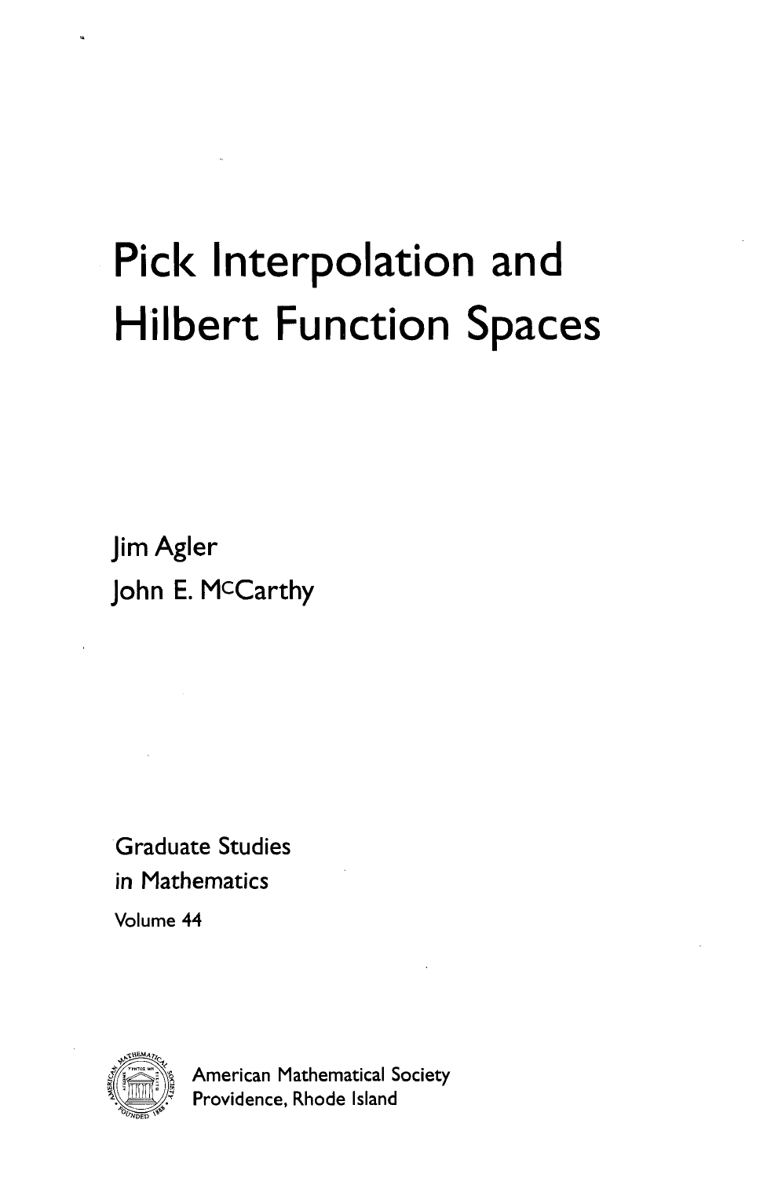# Pick Interpolation and Hilbert Function Spaces

Jim Agler

John E. McCarthy

Graduate Studies in Mathematics

Volume 44

American Mathematical Society

Providence, Rhode Island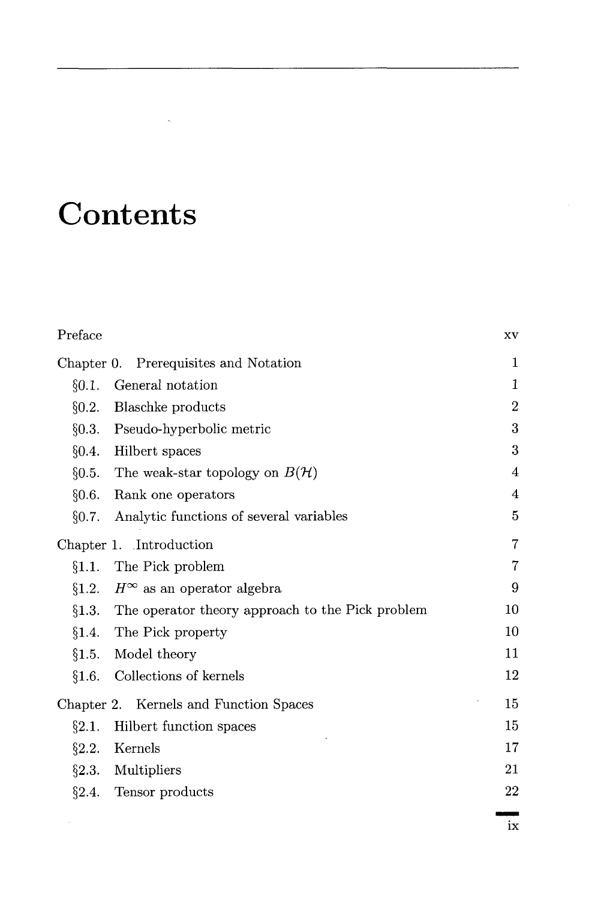# Contents

| | |
|---|---|
| Preface | xv |
| Chapter 0. Prerequisites and Notation | 1 |
| §0.1. General notation | 1 |
| §0.2. Blaschke products | 2 |
| §0.3. Pseudo-hyperbolic metric | 3 |
| §0.4. Hilbert spaces | 3 |
| §0.5. The weak-star topology on $B(\mathcal{H})$ | 4 |
| §0.6. Rank one operators | 4 |
| §0.7. Analytic functions of several variables | 5 |
| Chapter 1. Introduction | 7 |
| §1.1. The Pick problem | 7 |
| §1.2. $H^\infty$ as an operator algebra | 9 |
| §1.3. The operator theory approach to the Pick problem | 10 |
| §1.4. The Pick property | 10 |
| §1.5. Model theory | 11 |
| §1.6. Collections of kernels | 12 |
| Chapter 2. Kernels and Function Spaces | 15 |
| §2.1. Hilbert function spaces | 15 |
| §2.2. Kernels | 17 |
| §2.3. Multipliers | 21 |
| §2.4. Tensor products | 22 |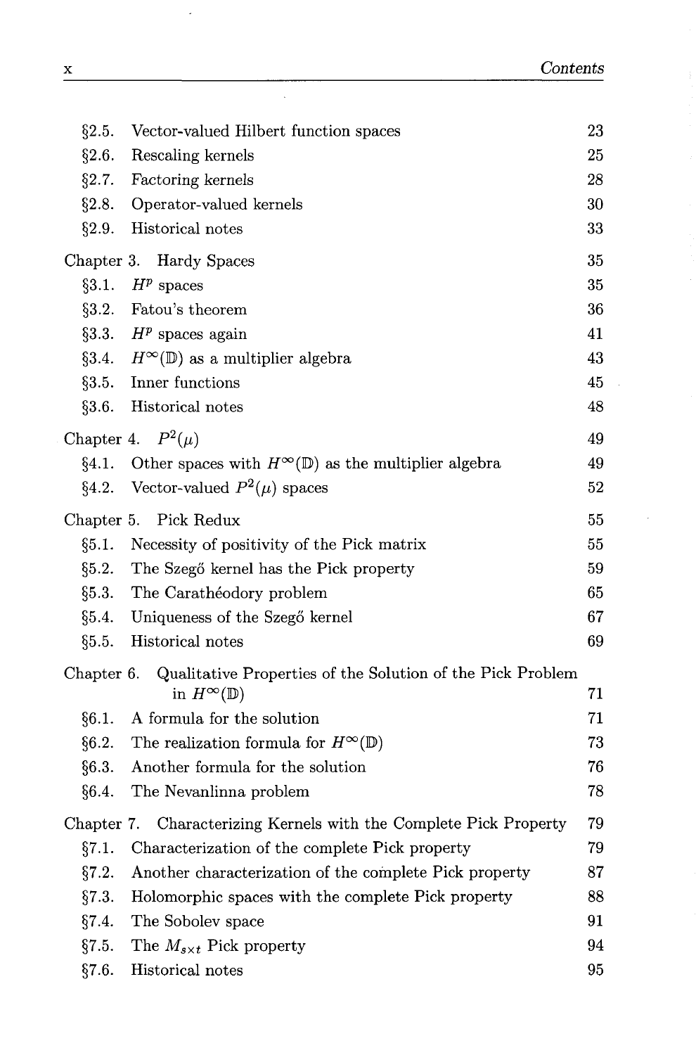| | | |
|---|---|---|
| §2.5. | Vector-valued Hilbert function spaces | 23 |
| §2.6. | Rescaling kernels | 25 |
| §2.7. | Factoring kernels | 28 |
| §2.8. | Operator-valued kernels | 30 |
| §2.9. | Historical notes | 33 |
| Chapter 3. | Hardy Spaces | 35 |
| §3.1. | $H^p$ spaces | 35 |
| §3.2. | Fatou's theorem | 36 |
| §3.3. | $H^p$ spaces again | 41 |
| §3.4. | $H^\infty(\mathbb{D})$ as a multiplier algebra | 43 |
| §3.5. | Inner functions | 45 |
| §3.6. | Historical notes | 48 |
| Chapter 4. | $P^2(\mu)$ | 49 |
| §4.1. | Other spaces with $H^\infty(\mathbb{D})$ as the multiplier algebra | 49 |
| §4.2. | Vector-valued $P^2(\mu)$ spaces | 52 |
| Chapter 5. | Pick Redux | 55 |
| §5.1. | Necessity of positivity of the Pick matrix | 55 |
| §5.2. | The Szegő kernel has the Pick property | 59 |
| §5.3. | The Carathéodory problem | 65 |
| §5.4. | Uniqueness of the Szegő kernel | 67 |
| §5.5. | Historical notes | 69 |
| Chapter 6. | Qualitative Properties of the Solution of the Pick Problem in $H^\infty(\mathbb{D})$ | 71 |
| §6.1. | A formula for the solution | 71 |
| §6.2. | The realization formula for $H^\infty(\mathbb{D})$ | 73 |
| §6.3. | Another formula for the solution | 76 |
| §6.4. | The Nevanlinna problem | 78 |
| Chapter 7. | Characterizing Kernels with the Complete Pick Property | 79 |
| §7.1. | Characterization of the complete Pick property | 79 |
| §7.2. | Another characterization of the complete Pick property | 87 |
| §7.3. | Holomorphic spaces with the complete Pick property | 88 |
| §7.4. | The Sobolev space | 91 |
| §7.5. | The $M_{s \times t}$ Pick property | 94 |
| §7.6. | Historical notes | 95 |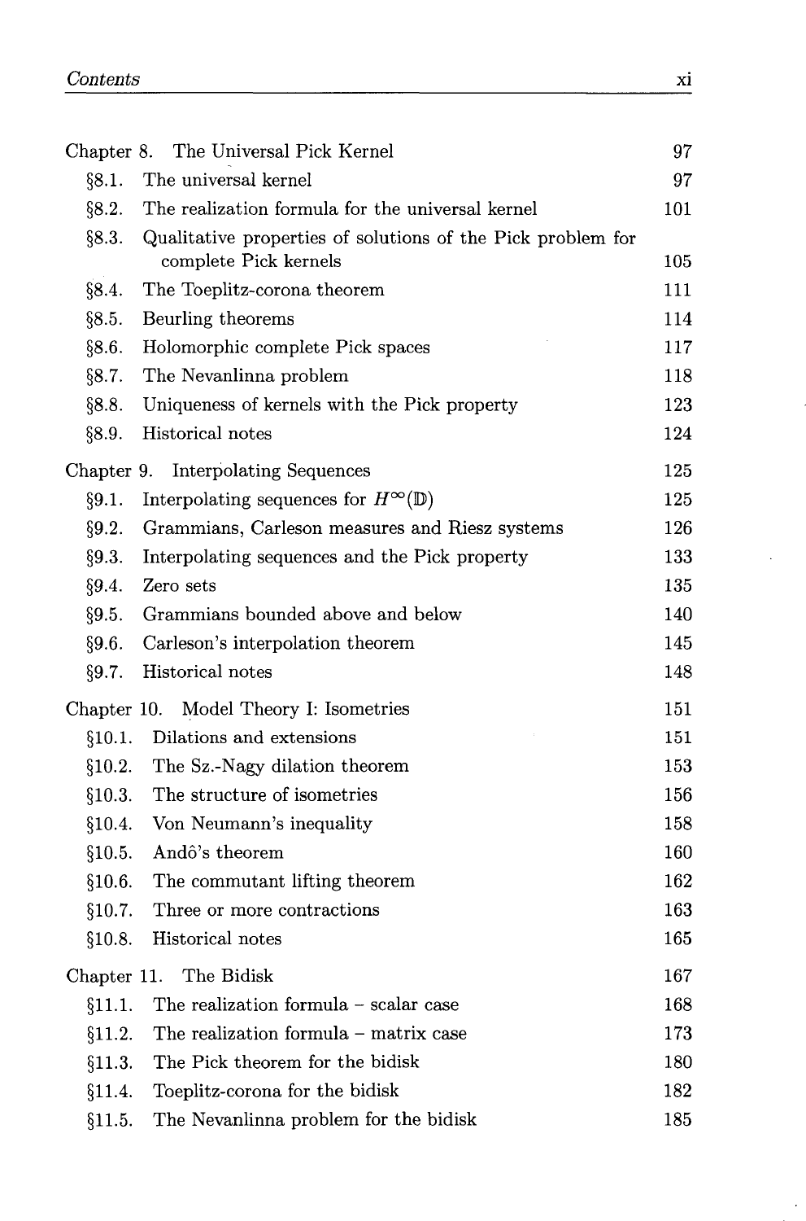| | | |
|---|---|---|
| Chapter 8. | The Universal Pick Kernel | 97 |
| §8.1. | The universal kernel | 97 |
| §8.2. | The realization formula for the universal kernel | 101 |
| §8.3. | Qualitative properties of solutions of the Pick problem for complete Pick kernels | 105 |
| §8.4. | The Toeplitz-corona theorem | 111 |
| §8.5. | Beurling theorems | 114 |
| §8.6. | Holomorphic complete Pick spaces | 117 |
| §8.7. | The Nevanlinna problem | 118 |
| §8.8. | Uniqueness of kernels with the Pick property | 123 |
| §8.9. | Historical notes | 124 |
| Chapter 9. | Interpolating Sequences | 125 |
| §9.1. | Interpolating sequences for $H^\infty(\mathbb{D})$ | 125 |
| §9.2. | Grammians, Carleson measures and Riesz systems | 126 |
| §9.3. | Interpolating sequences and the Pick property | 133 |
| §9.4. | Zero sets | 135 |
| §9.5. | Grammians bounded above and below | 140 |
| §9.6. | Carleson's interpolation theorem | 145 |
| §9.7. | Historical notes | 148 |
| Chapter 10. | Model Theory I: Isometries | 151 |
| §10.1. | Dilations and extensions | 151 |
| §10.2. | The Sz.-Nagy dilation theorem | 153 |
| §10.3. | The structure of isometries | 156 |
| §10.4. | Von Neumann's inequality | 158 |
| §10.5. | Andô's theorem | 160 |
| §10.6. | The commutant lifting theorem | 162 |
| §10.7. | Three or more contractions | 163 |
| §10.8. | Historical notes | 165 |
| Chapter 11. | The Bidisk | 167 |
| §11.1. | The realization formula – scalar case | 168 |
| §11.2. | The realization formula – matrix case | 173 |
| §11.3. | The Pick theorem for the bidisk | 180 |
| §11.4. | Toeplitz-corona for the bidisk | 182 |
| §11.5. | The Nevanlinna problem for the bidisk | 185 |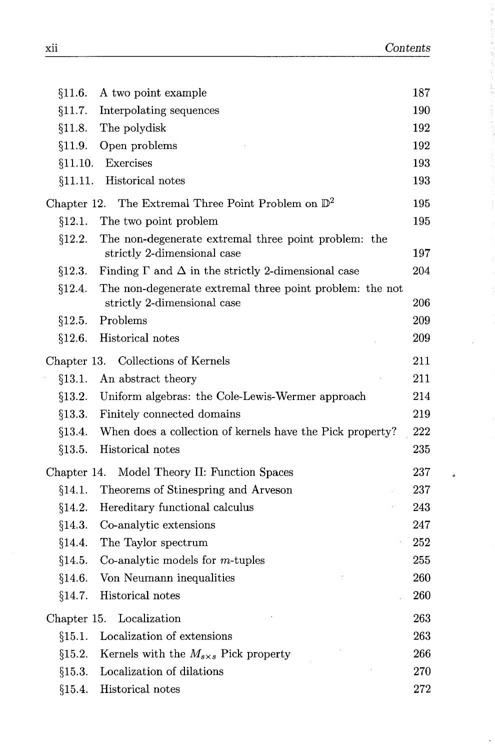| | | |
|---|---|---|
| §11.6. | A two point example | 187 |
| §11.7. | Interpolating sequences | 190 |
| §11.8. | The polydisk | 192 |
| §11.9. | Open problems | 192 |
| §11.10. | Exercises | 193 |
| §11.11. | Historical notes | 193 |

**Chapter 12. The Extremal Three Point Problem on $\mathbb{D}^2$** — 195

| | | |
|---|---|---|
| §12.1. | The two point problem | 195 |
| §12.2. | The non-degenerate extremal three point problem: the strictly 2-dimensional case | 197 |
| §12.3. | Finding $\Gamma$ and $\Delta$ in the strictly 2-dimensional case | 204 |
| §12.4. | The non-degenerate extremal three point problem: the not strictly 2-dimensional case | 206 |
| §12.5. | Problems | 209 |
| §12.6. | Historical notes | 209 |

**Chapter 13. Collections of Kernels** — 211

| | | |
|---|---|---|
| §13.1. | An abstract theory | 211 |
| §13.2. | Uniform algebras: the Cole-Lewis-Wermer approach | 214 |
| §13.3. | Finitely connected domains | 219 |
| §13.4. | When does a collection of kernels have the Pick property? | 222 |
| §13.5. | Historical notes | 235 |

**Chapter 14. Model Theory II: Function Spaces** — 237

| | | |
|---|---|---|
| §14.1. | Theorems of Stinespring and Arveson | 237 |
| §14.2. | Hereditary functional calculus | 243 |
| §14.3. | Co-analytic extensions | 247 |
| §14.4. | The Taylor spectrum | 252 |
| §14.5. | Co-analytic models for $m$-tuples | 255 |
| §14.6. | Von Neumann inequalities | 260 |
| §14.7. | Historical notes | 260 |

**Chapter 15. Localization** — 263

| | | |
|---|---|---|
| §15.1. | Localization of extensions | 263 |
| §15.2. | Kernels with the $M_{s\times s}$ Pick property | 266 |
| §15.3. | Localization of dilations | 270 |
| §15.4. | Historical notes | 272 |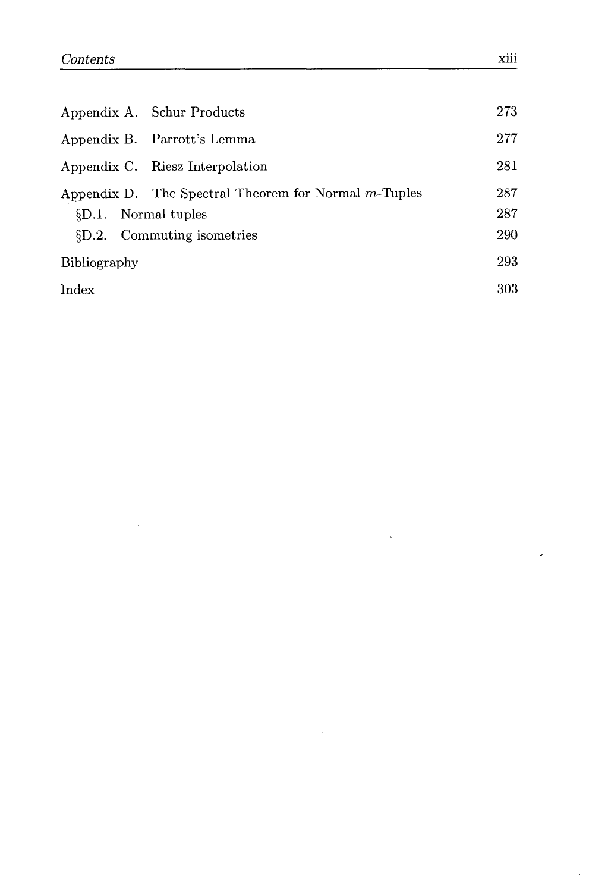| | |
|---|---|
| Appendix A. Schur Products | 273 |
| Appendix B. Parrott's Lemma | 277 |
| Appendix C. Riesz Interpolation | 281 |
| Appendix D. The Spectral Theorem for Normal $m$-Tuples | 287 |
| §D.1. Normal tuples | 287 |
| §D.2. Commuting isometries | 290 |
| Bibliography | 293 |
| Index | 303 |